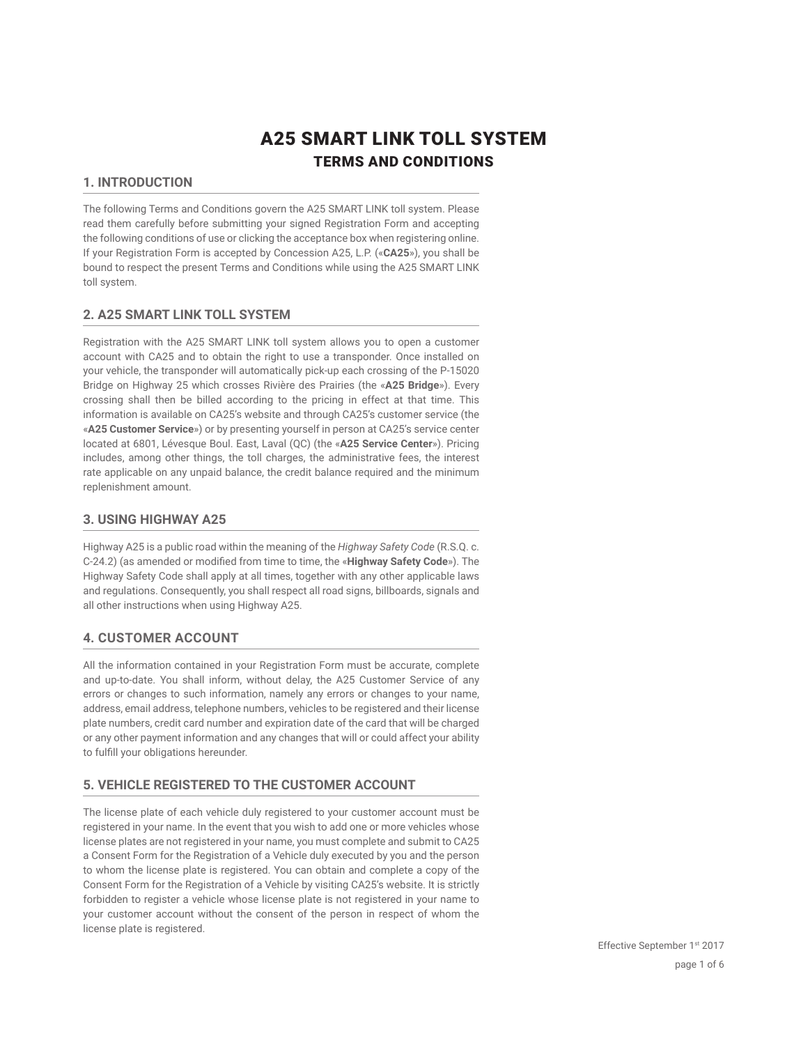# A25 SMART LINK TOLL SYSTEM

## TERMS AND CONDITIONS

### 1. INTRODUCTION

The following Terms and Conditions govern the A25 SMART LINK toll system. Please read them carefully before submitting your signed Registration Form and accepting the following conditions of use or clicking the acceptance box when registering online. If your Registration Form is accepted by Concession A25, L.P. («**CA25**»), you shall be bound to respect the present Terms and Conditions while using the A25 SMART LINK toll system.

### 2. A25 SMART LINK TOLL SYSTEM

Registration with the A25 SMART LINK toll system allows you to open a customer account with CA25 and to obtain the right to use a transponder. Once installed on your vehicle, the transponder will automatically pick-up each crossing of the P-15020 Bridge on Highway 25 which crosses Rivière des Prairies (the «**A25 Bridge**»). Every crossing shall then be billed according to the pricing in effect at that time. This information is available on CA25's website and through CA25's customer service (the «**A25 Customer Service**») or by presenting yourself in person at CA25's service center located at 6801, Lévesque Boul. East, Laval (QC) (the «**A25 Service Center**»). Pricing includes, among other things, the toll charges, the administrative fees, the interest rate applicable on any unpaid balance, the credit balance required and the minimum replenishment amount.

### 3. USING HIGHWAY A25

Highway A25 is a public road within the meaning of the *Highway Safety Code* (R.S.Q. c. C-24.2) (as amended or modified from time to time, the «**Highway Safety Code**»). The Highway Safety Code shall apply at all times, together with any other applicable laws and regulations. Consequently, you shall respect all road signs, billboards, signals and all other instructions when using Highway A25.

### 4. CUSTOMER ACCOUNT

All the information contained in your Registration Form must be accurate, complete and up-to-date. You shall inform, without delay, the A25 Customer Service of any errors or changes to such information, namely any errors or changes to your name, address, email address, telephone numbers, vehicles to be registered and their license plate numbers, credit card number and expiration date of the card that will be charged or any other payment information and any changes that will or could affect your ability to fulfill your obligations hereunder.

### 5. VEHICLE REGISTERED TO THE CUSTOMER ACCOUNT

The license plate of each vehicle duly registered to your customer account must be registered in your name. In the event that you wish to add one or more vehicles whose license plates are not registered in your name, you must complete and submit to CA25 a Consent Form for the Registration of a Vehicle duly executed by you and the person to whom the license plate is registered. You can obtain and complete a copy of the Consent Form for the Registration of a Vehicle by visiting CA25's website. It is strictly forbidden to register a vehicle whose license plate is not registered in your name to your customer account without the consent of the person in respect of whom the license plate is registered.

Effective September 1st 2017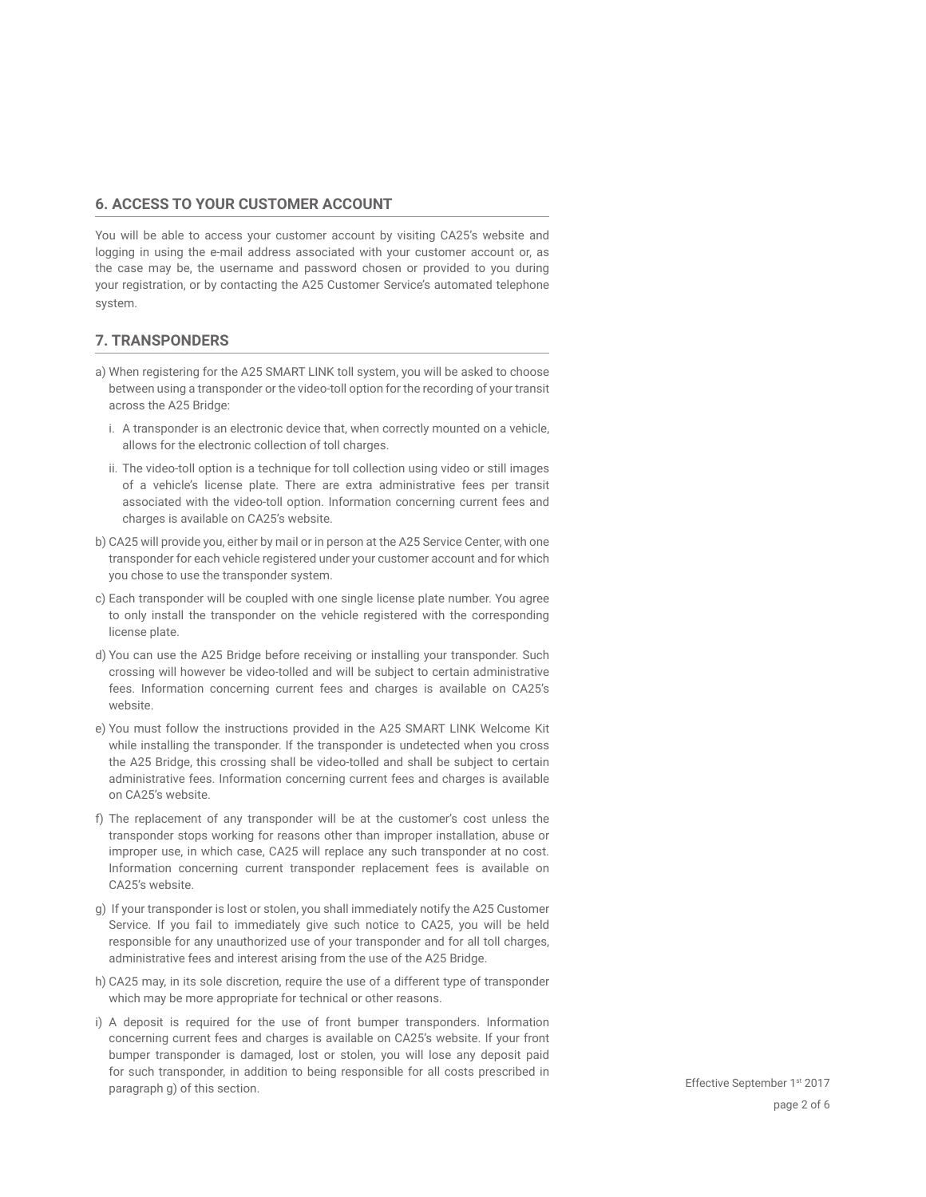## 6. ACCESS TO YOUR CUSTOMER ACCOUNT

You will be able to access your customer account by visiting CA25's website and logging in using the e-mail address associated with your customer account or, as the case may be, the username and password chosen or provided to you during your registration, or by contacting the A25 Customer Service's automated telephone system.

## 7. TRANSPONDERS

a) When registering for the A25 SMART LINK toll system, you will be asked to choose between using a transponder or the video-toll option for the recording of your transit across the A25 Bridge:

   i. A transponder is an electronic device that, when correctly mounted on a vehicle, allows for the electronic collection of toll charges.

   ii. The video-toll option is a technique for toll collection using video or still images of a vehicle's license plate. There are extra administrative fees per transit associated with the video-toll option. Information concerning current fees and charges is available on CA25's website.

b) CA25 will provide you, either by mail or in person at the A25 Service Center, with one transponder for each vehicle registered under your customer account and for which you chose to use the transponder system.

c) Each transponder will be coupled with one single license plate number. You agree to only install the transponder on the vehicle registered with the corresponding license plate.

d) You can use the A25 Bridge before receiving or installing your transponder. Such crossing will however be video-tolled and will be subject to certain administrative fees. Information concerning current fees and charges is available on CA25's website.

e) You must follow the instructions provided in the A25 SMART LINK Welcome Kit while installing the transponder. If the transponder is undetected when you cross the A25 Bridge, this crossing shall be video-tolled and shall be subject to certain administrative fees. Information concerning current fees and charges is available on CA25's website.

f) The replacement of any transponder will be at the customer's cost unless the transponder stops working for reasons other than improper installation, abuse or improper use, in which case, CA25 will replace any such transponder at no cost. Information concerning current transponder replacement fees is available on CA25's website.

g) If your transponder is lost or stolen, you shall immediately notify the A25 Customer Service. If you fail to immediately give such notice to CA25, you will be held responsible for any unauthorized use of your transponder and for all toll charges, administrative fees and interest arising from the use of the A25 Bridge.

h) CA25 may, in its sole discretion, require the use of a different type of transponder which may be more appropriate for technical or other reasons.

i) A deposit is required for the use of front bumper transponders. Information concerning current fees and charges is available on CA25's website. If your front bumper transponder is damaged, lost or stolen, you will lose any deposit paid for such transponder, in addition to being responsible for all costs prescribed in paragraph g) of this section.

Effective September 1st 2017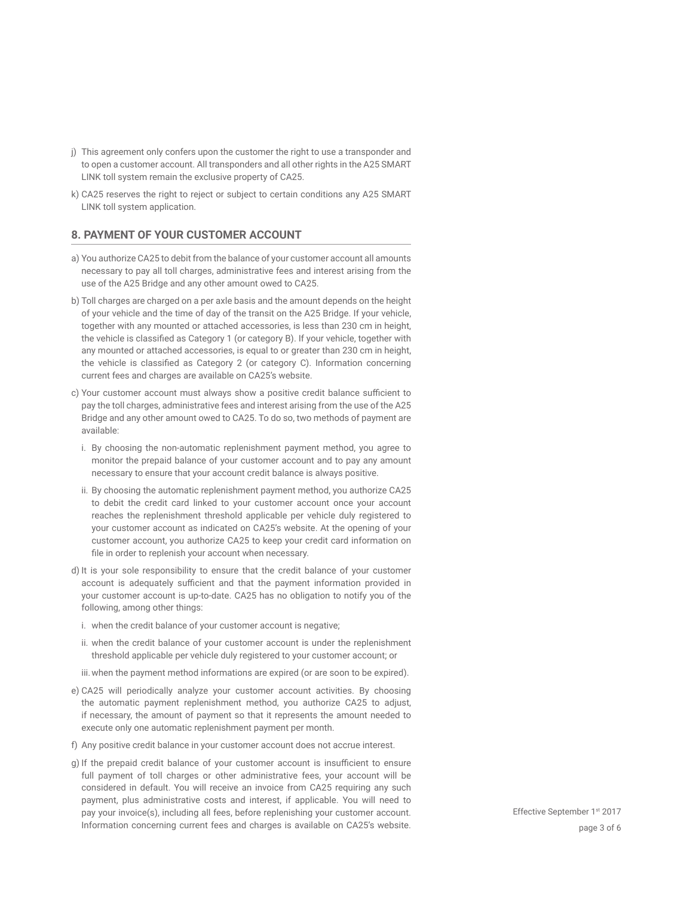j) This agreement only confers upon the customer the right to use a transponder and to open a customer account. All transponders and all other rights in the A25 SMART LINK toll system remain the exclusive property of CA25.

k) CA25 reserves the right to reject or subject to certain conditions any A25 SMART LINK toll system application.

## 8. PAYMENT OF YOUR CUSTOMER ACCOUNT

a) You authorize CA25 to debit from the balance of your customer account all amounts necessary to pay all toll charges, administrative fees and interest arising from the use of the A25 Bridge and any other amount owed to CA25.

b) Toll charges are charged on a per axle basis and the amount depends on the height of your vehicle and the time of day of the transit on the A25 Bridge. If your vehicle, together with any mounted or attached accessories, is less than 230 cm in height, the vehicle is classified as Category 1 (or category B). If your vehicle, together with any mounted or attached accessories, is equal to or greater than 230 cm in height, the vehicle is classified as Category 2 (or category C). Information concerning current fees and charges are available on CA25's website.

c) Your customer account must always show a positive credit balance sufficient to pay the toll charges, administrative fees and interest arising from the use of the A25 Bridge and any other amount owed to CA25. To do so, two methods of payment are available:

   i. By choosing the non-automatic replenishment payment method, you agree to monitor the prepaid balance of your customer account and to pay any amount necessary to ensure that your account credit balance is always positive.

   ii. By choosing the automatic replenishment payment method, you authorize CA25 to debit the credit card linked to your customer account once your account reaches the replenishment threshold applicable per vehicle duly registered to your customer account as indicated on CA25's website. At the opening of your customer account, you authorize CA25 to keep your credit card information on file in order to replenish your account when necessary.

d) It is your sole responsibility to ensure that the credit balance of your customer account is adequately sufficient and that the payment information provided in your customer account is up-to-date. CA25 has no obligation to notify you of the following, among other things:

   i. when the credit balance of your customer account is negative;

   ii. when the credit balance of your customer account is under the replenishment threshold applicable per vehicle duly registered to your customer account; or

   iii. when the payment method informations are expired (or are soon to be expired).

e) CA25 will periodically analyze your customer account activities. By choosing the automatic payment replenishment method, you authorize CA25 to adjust, if necessary, the amount of payment so that it represents the amount needed to execute only one automatic replenishment payment per month.

f) Any positive credit balance in your customer account does not accrue interest.

g) If the prepaid credit balance of your customer account is insufficient to ensure full payment of toll charges or other administrative fees, your account will be considered in default. You will receive an invoice from CA25 requiring any such payment, plus administrative costs and interest, if applicable. You will need to pay your invoice(s), including all fees, before replenishing your customer account. Information concerning current fees and charges is available on CA25's website.

Effective September 1st 2017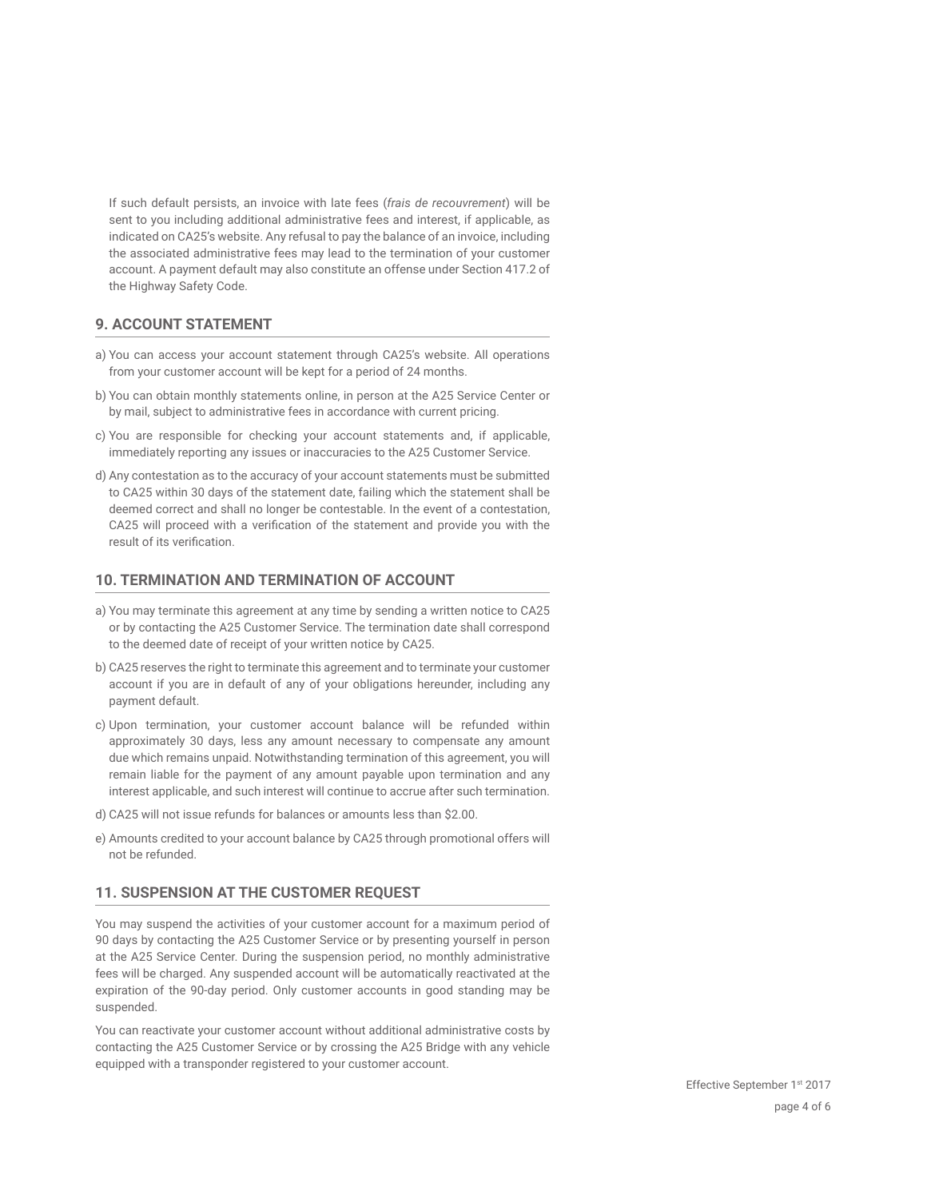If such default persists, an invoice with late fees (*frais de recouvrement*) will be sent to you including additional administrative fees and interest, if applicable, as indicated on CA25's website. Any refusal to pay the balance of an invoice, including the associated administrative fees may lead to the termination of your customer account. A payment default may also constitute an offense under Section 417.2 of the Highway Safety Code.

## 9. ACCOUNT STATEMENT

a) You can access your account statement through CA25's website. All operations from your customer account will be kept for a period of 24 months.

b) You can obtain monthly statements online, in person at the A25 Service Center or by mail, subject to administrative fees in accordance with current pricing.

c) You are responsible for checking your account statements and, if applicable, immediately reporting any issues or inaccuracies to the A25 Customer Service.

d) Any contestation as to the accuracy of your account statements must be submitted to CA25 within 30 days of the statement date, failing which the statement shall be deemed correct and shall no longer be contestable. In the event of a contestation, CA25 will proceed with a verification of the statement and provide you with the result of its verification.

## 10. TERMINATION AND TERMINATION OF ACCOUNT

a) You may terminate this agreement at any time by sending a written notice to CA25 or by contacting the A25 Customer Service. The termination date shall correspond to the deemed date of receipt of your written notice by CA25.

b) CA25 reserves the right to terminate this agreement and to terminate your customer account if you are in default of any of your obligations hereunder, including any payment default.

c) Upon termination, your customer account balance will be refunded within approximately 30 days, less any amount necessary to compensate any amount due which remains unpaid. Notwithstanding termination of this agreement, you will remain liable for the payment of any amount payable upon termination and any interest applicable, and such interest will continue to accrue after such termination.

d) CA25 will not issue refunds for balances or amounts less than $2.00.

e) Amounts credited to your account balance by CA25 through promotional offers will not be refunded.

## 11. SUSPENSION AT THE CUSTOMER REQUEST

You may suspend the activities of your customer account for a maximum period of 90 days by contacting the A25 Customer Service or by presenting yourself in person at the A25 Service Center. During the suspension period, no monthly administrative fees will be charged. Any suspended account will be automatically reactivated at the expiration of the 90-day period. Only customer accounts in good standing may be suspended.

You can reactivate your customer account without additional administrative costs by contacting the A25 Customer Service or by crossing the A25 Bridge with any vehicle equipped with a transponder registered to your customer account.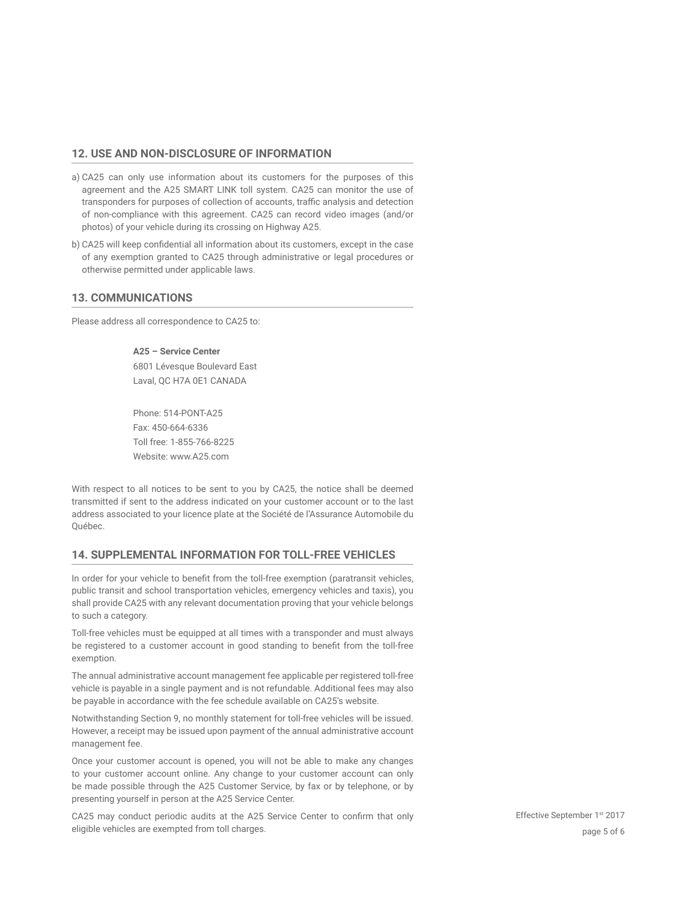## 12. USE AND NON-DISCLOSURE OF INFORMATION

a) CA25 can only use information about its customers for the purposes of this agreement and the A25 SMART LINK toll system. CA25 can monitor the use of transponders for purposes of collection of accounts, traffic analysis and detection of non-compliance with this agreement. CA25 can record video images (and/or photos) of your vehicle during its crossing on Highway A25.

b) CA25 will keep confidential all information about its customers, except in the case of any exemption granted to CA25 through administrative or legal procedures or otherwise permitted under applicable laws.

## 13. COMMUNICATIONS

Please address all correspondence to CA25 to:

**A25 – Service Center**
6801 Lévesque Boulevard East
Laval, QC H7A 0E1 CANADA

Phone: 514-PONT-A25
Fax: 450-664-6336
Toll free: 1-855-766-8225
Website: www.A25.com

With respect to all notices to be sent to you by CA25, the notice shall be deemed transmitted if sent to the address indicated on your customer account or to the last address associated to your licence plate at the Société de l'Assurance Automobile du Québec.

## 14. SUPPLEMENTAL INFORMATION FOR TOLL-FREE VEHICLES

In order for your vehicle to benefit from the toll-free exemption (paratransit vehicles, public transit and school transportation vehicles, emergency vehicles and taxis), you shall provide CA25 with any relevant documentation proving that your vehicle belongs to such a category.

Toll-free vehicles must be equipped at all times with a transponder and must always be registered to a customer account in good standing to benefit from the toll-free exemption.

The annual administrative account management fee applicable per registered toll-free vehicle is payable in a single payment and is not refundable. Additional fees may also be payable in accordance with the fee schedule available on CA25's website.

Notwithstanding Section 9, no monthly statement for toll-free vehicles will be issued. However, a receipt may be issued upon payment of the annual administrative account management fee.

Once your customer account is opened, you will not be able to make any changes to your customer account online. Any change to your customer account can only be made possible through the A25 Customer Service, by fax or by telephone, or by presenting yourself in person at the A25 Service Center.

CA25 may conduct periodic audits at the A25 Service Center to confirm that only eligible vehicles are exempted from toll charges.

Effective September 1st 2017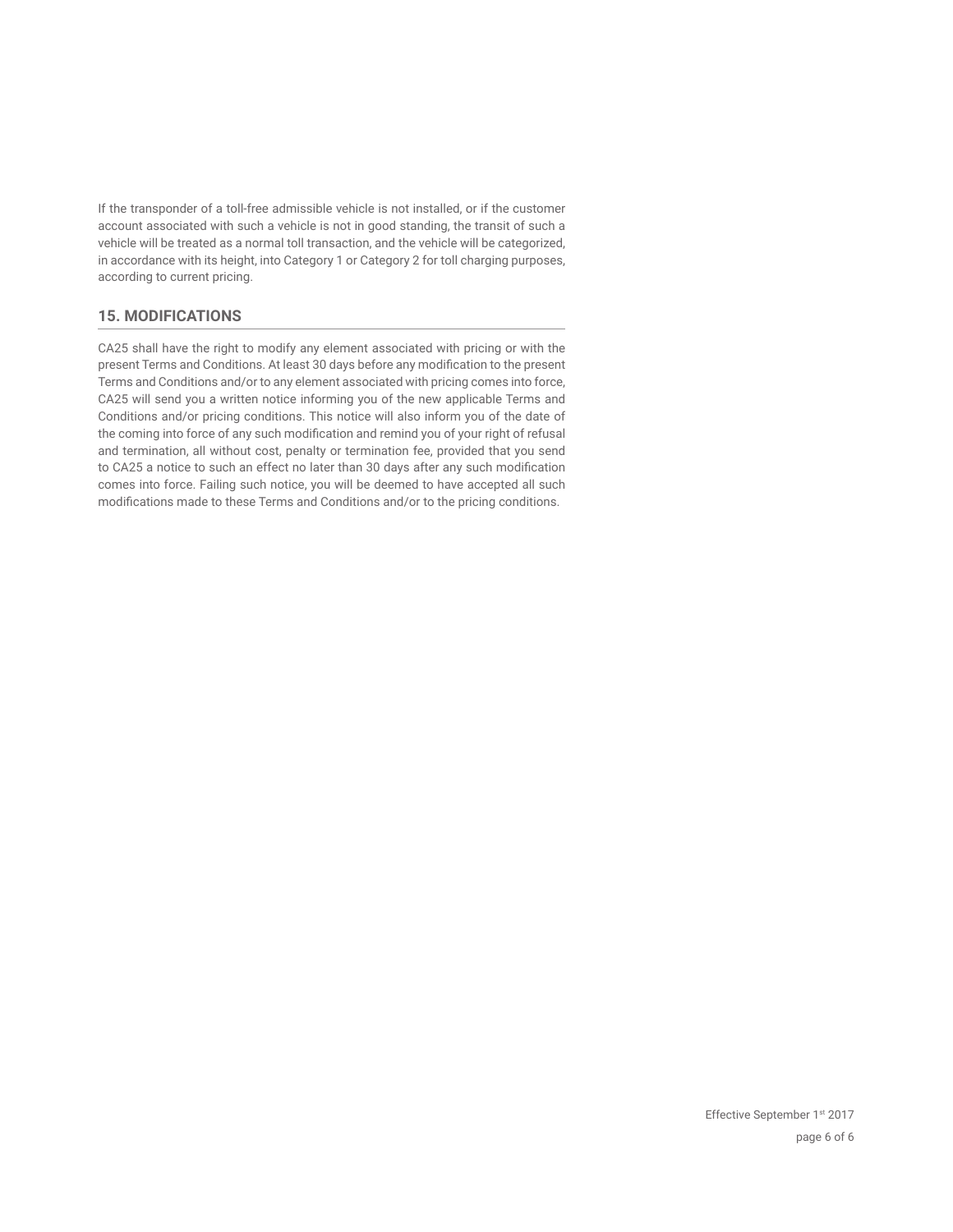If the transponder of a toll-free admissible vehicle is not installed, or if the customer account associated with such a vehicle is not in good standing, the transit of such a vehicle will be treated as a normal toll transaction, and the vehicle will be categorized, in accordance with its height, into Category 1 or Category 2 for toll charging purposes, according to current pricing.

## 15. MODIFICATIONS

CA25 shall have the right to modify any element associated with pricing or with the present Terms and Conditions. At least 30 days before any modification to the present Terms and Conditions and/or to any element associated with pricing comes into force, CA25 will send you a written notice informing you of the new applicable Terms and Conditions and/or pricing conditions. This notice will also inform you of the date of the coming into force of any such modification and remind you of your right of refusal and termination, all without cost, penalty or termination fee, provided that you send to CA25 a notice to such an effect no later than 30 days after any such modification comes into force. Failing such notice, you will be deemed to have accepted all such modifications made to these Terms and Conditions and/or to the pricing conditions.

Effective September 1st 2017